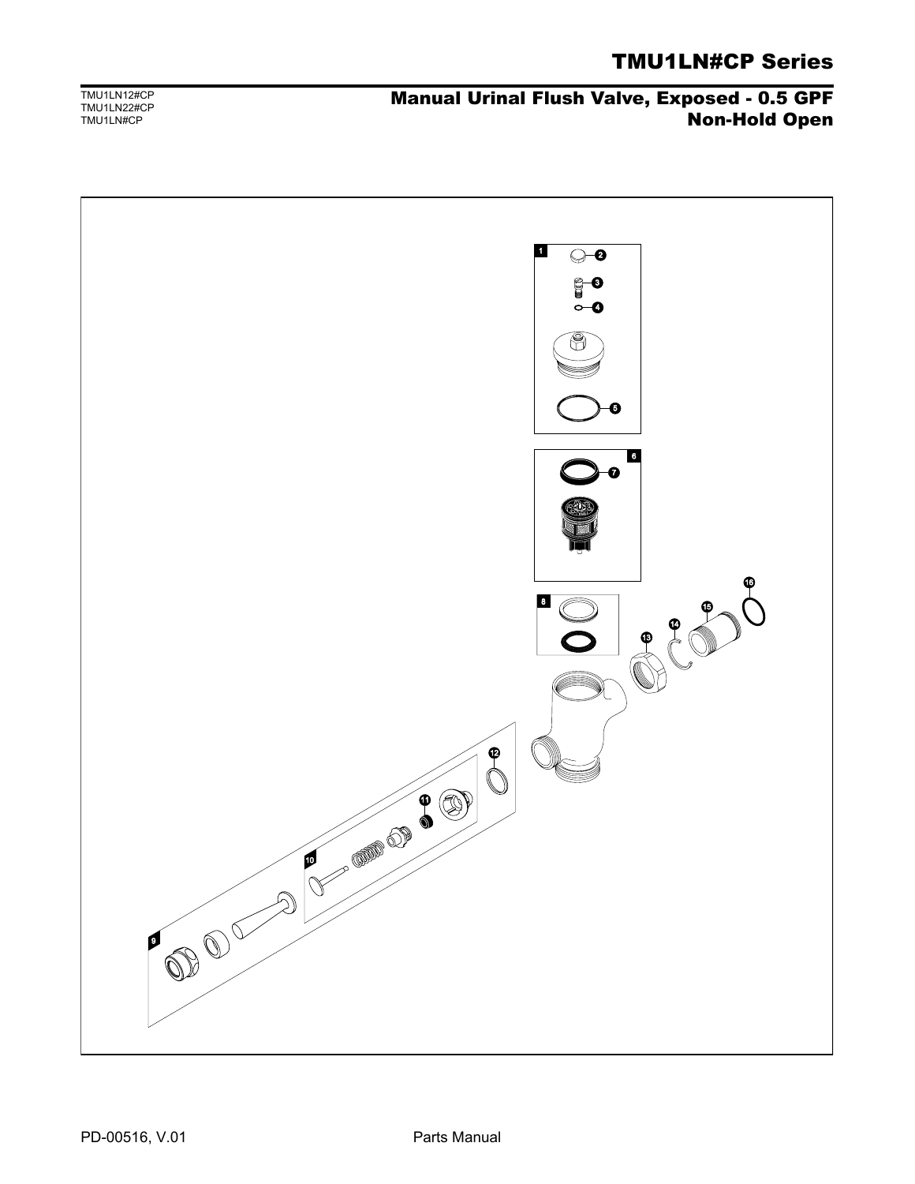# TMU1LN#CP Series

TMU1LN12#CP
TMU1LN22#CP
TMU1LN#CP

## Manual Urinal Flush Valve, Exposed - 0.5 GPF Non-Hold Open

1 2 3 4 5 6 7 8 9 10 11 12 13 14 15 16

PD-00516, V.01

Parts Manual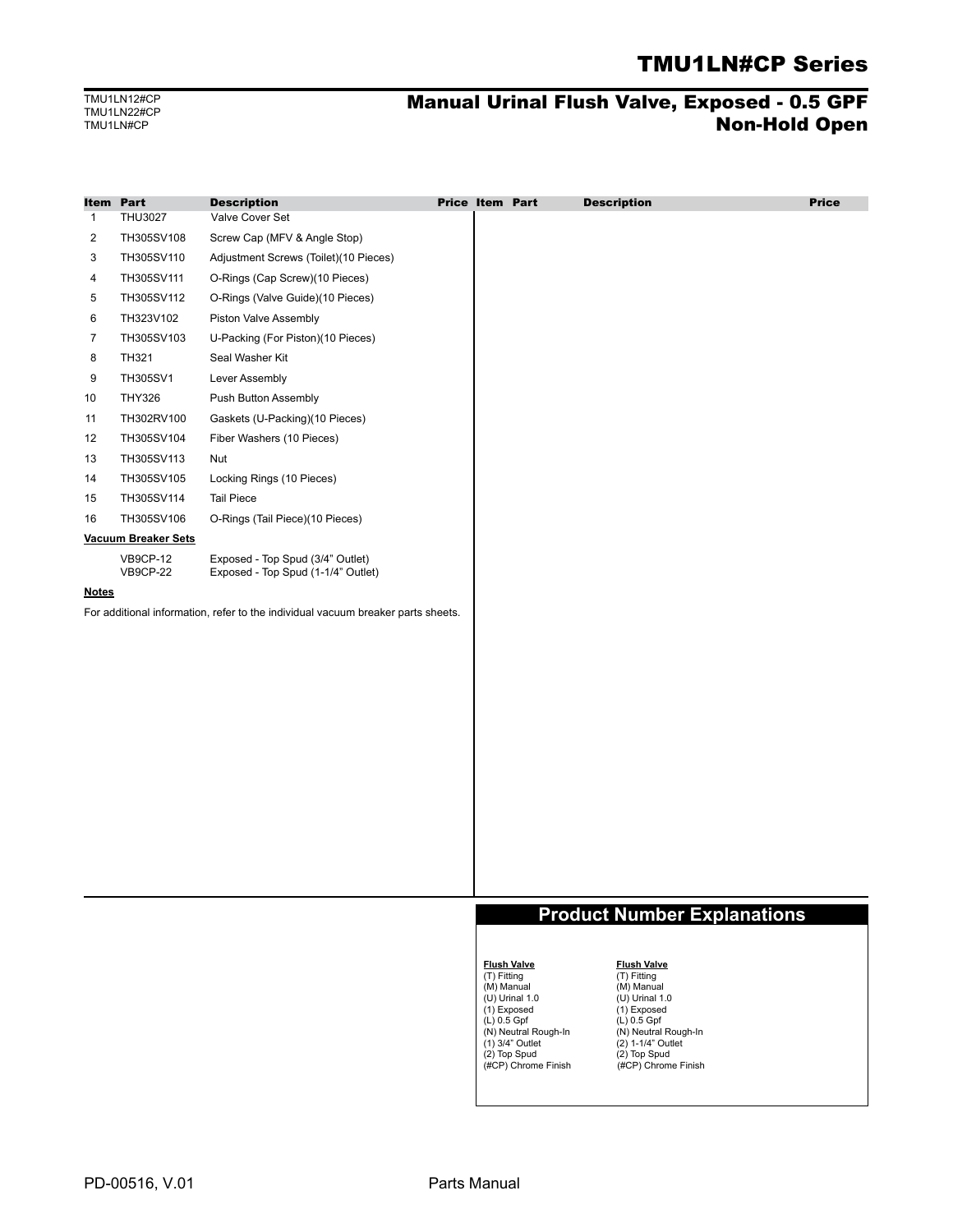# TMU1LN#CP Series

TMU1LN12#CP
TMU1LN22#CP
TMU1LN#CP

## Manual Urinal Flush Valve, Exposed - 0.5 GPF Non-Hold Open

| Item | Part | Description | Price |
|---|---|---|---|
| 1 | THU3027 | Valve Cover Set | |
| 2 | TH305SV108 | Screw Cap (MFV & Angle Stop) | |
| 3 | TH305SV110 | Adjustment Screws (Toilet)(10 Pieces) | |
| 4 | TH305SV111 | O-Rings (Cap Screw)(10 Pieces) | |
| 5 | TH305SV112 | O-Rings (Valve Guide)(10 Pieces) | |
| 6 | TH323V102 | Piston Valve Assembly | |
| 7 | TH305SV103 | U-Packing (For Piston)(10 Pieces) | |
| 8 | TH321 | Seal Washer Kit | |
| 9 | TH305SV1 | Lever Assembly | |
| 10 | THY326 | Push Button Assembly | |
| 11 | TH302RV100 | Gaskets (U-Packing)(10 Pieces) | |
| 12 | TH305SV104 | Fiber Washers (10 Pieces) | |
| 13 | TH305SV113 | Nut | |
| 14 | TH305SV105 | Locking Rings (10 Pieces) | |
| 15 | TH305SV114 | Tail Piece | |
| 16 | TH305SV106 | O-Rings (Tail Piece)(10 Pieces) | |

**Vacuum Breaker Sets**

| | Part | Description |
|---|---|---|
| | VB9CP-12 | Exposed - Top Spud (3/4" Outlet) |
| | VB9CP-22 | Exposed - Top Spud (1-1/4" Outlet) |

**Notes**

For additional information, refer to the individual vacuum breaker parts sheets.

## Product Number Explanations

**Flush Valve**
(T) Fitting
(M) Manual
(U) Urinal 1.0
(1) Exposed
(L) 0.5 Gpf
(N) Neutral Rough-In
(1) 3/4" Outlet
(2) Top Spud
(#CP) Chrome Finish

**Flush Valve**
(T) Fitting
(M) Manual
(U) Urinal 1.0
(1) Exposed
(L) 0.5 Gpf
(N) Neutral Rough-In
(2) 1-1/4" Outlet
(2) Top Spud
(#CP) Chrome Finish